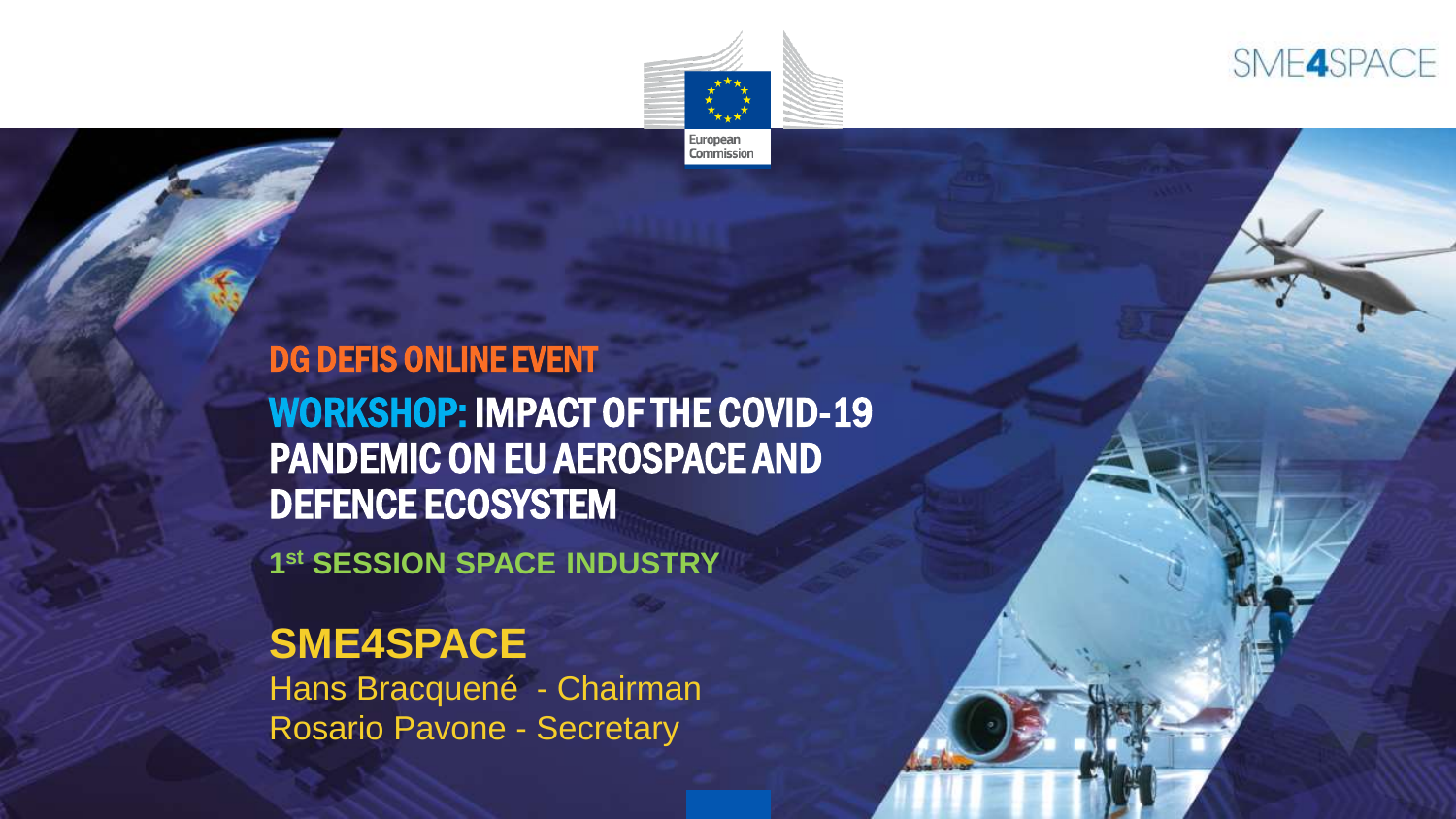SME4SPACE

European Commission

## DG DEFIS ONLINE EVENT

# WORKSHOP: IMPACT OF THE COVID-19 PANDEMIC ON EU AEROSPACE AND DEFENCE ECOSYSTEM

### 1st SESSION SPACE INDUSTRY

**SME4SPACE**

Hans Bracquené - Chairman
Rosario Pavone - Secretary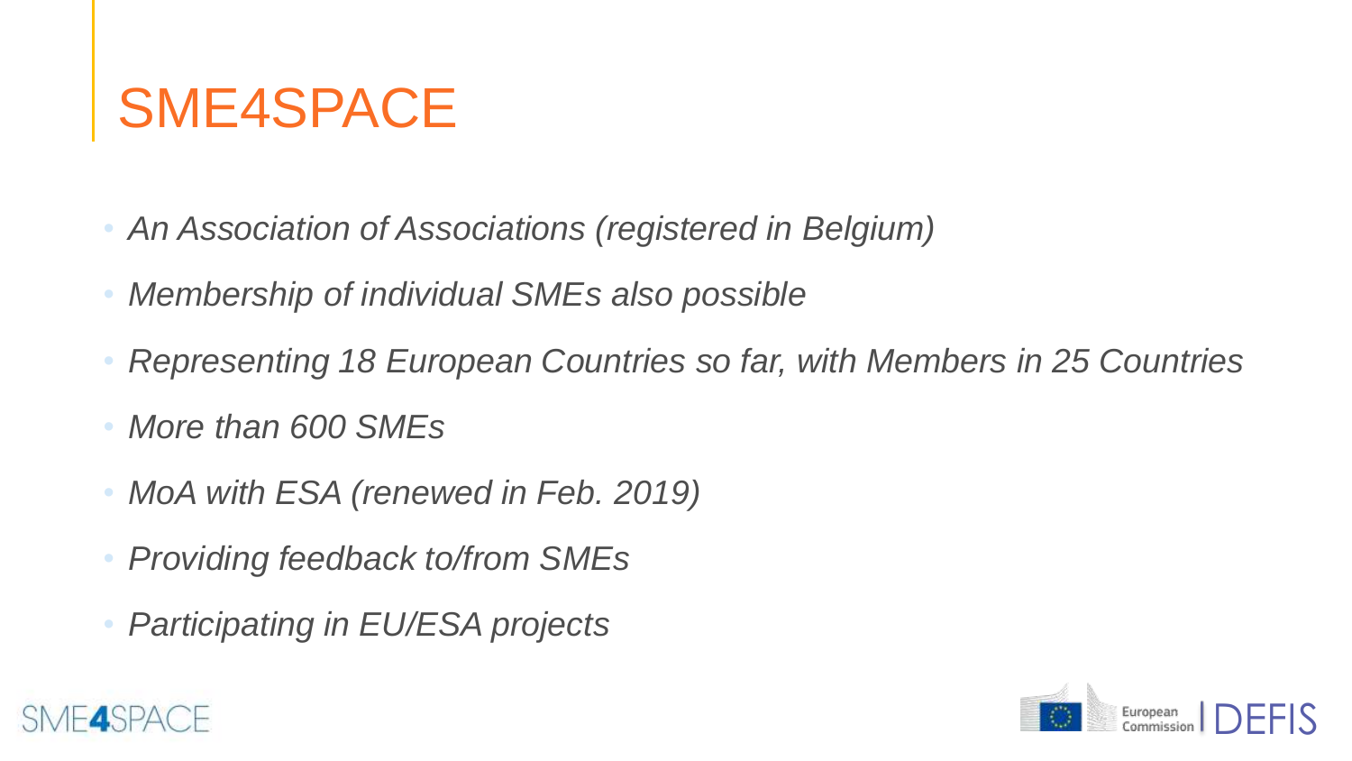# SME4SPACE

- *An Association of Associations (registered in Belgium)*
- *Membership of individual SMEs also possible*
- *Representing 18 European Countries so far, with Members in 25 Countries*
- *More than 600 SMEs*
- *MoA with ESA (renewed in Feb. 2019)*
- *Providing feedback to/from SMEs*
- *Participating in EU/ESA projects*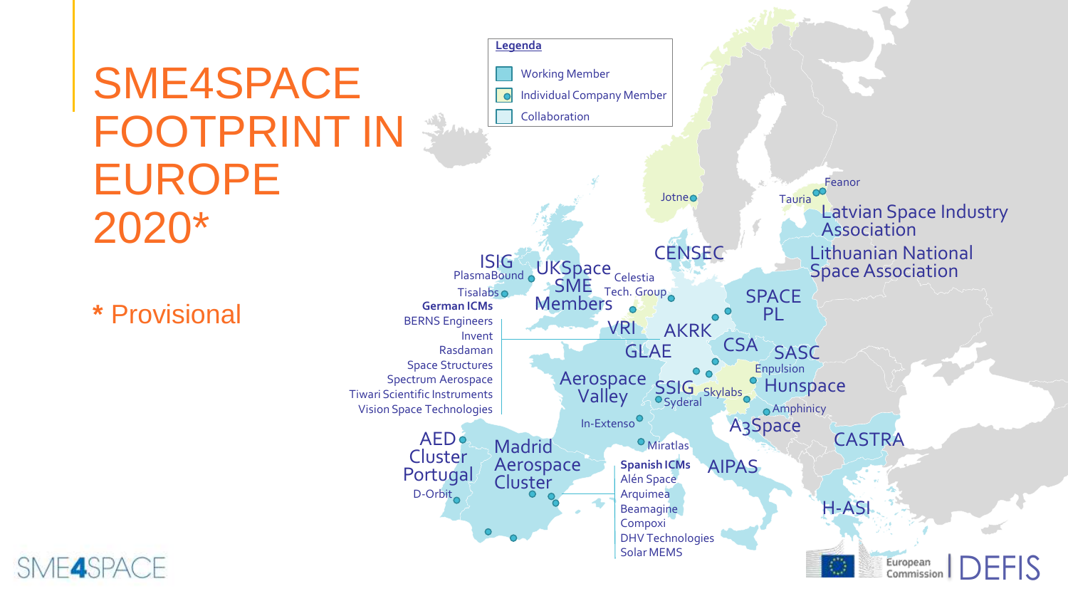# SME4SPACE FOOTPRINT IN EUROPE 2020*

* Provisional

**Legenda**

- Working Member
- Individual Company Member
- Collaboration

ISIG
PlasmaBound
Tisalabs

**German ICMs**
BERNS Engineers
Invent
Rasdaman
Space Structures
Spectrum Aerospace
Tiwari Scientific Instruments
Vision Space Technologies

UKSpace SME Members
Celestia Tech. Group
Jotne
Tauria
Feanor
Latvian Space Industry Association
Lithuanian National Space Association
CENSEC
SPACE PL
VRI
AKRK
GLAE
CSA
SASC
Enpulsion
Aerospace Valley
SSIG
Syderal
Skylabs
Hunspace
Amphinicy
A3Space
In-Extenso
Miratlas
CASTRA
AED Cluster Portugal
D-Orbit
Madrid Aerospace Cluster

**Spanish ICMs**
Alén Space
Arquimea
Beamagine
Compoxi
DHV Technologies
Solar MEMS

AIPAS
H-ASI

SME4SPACE
European Commission | DEFIS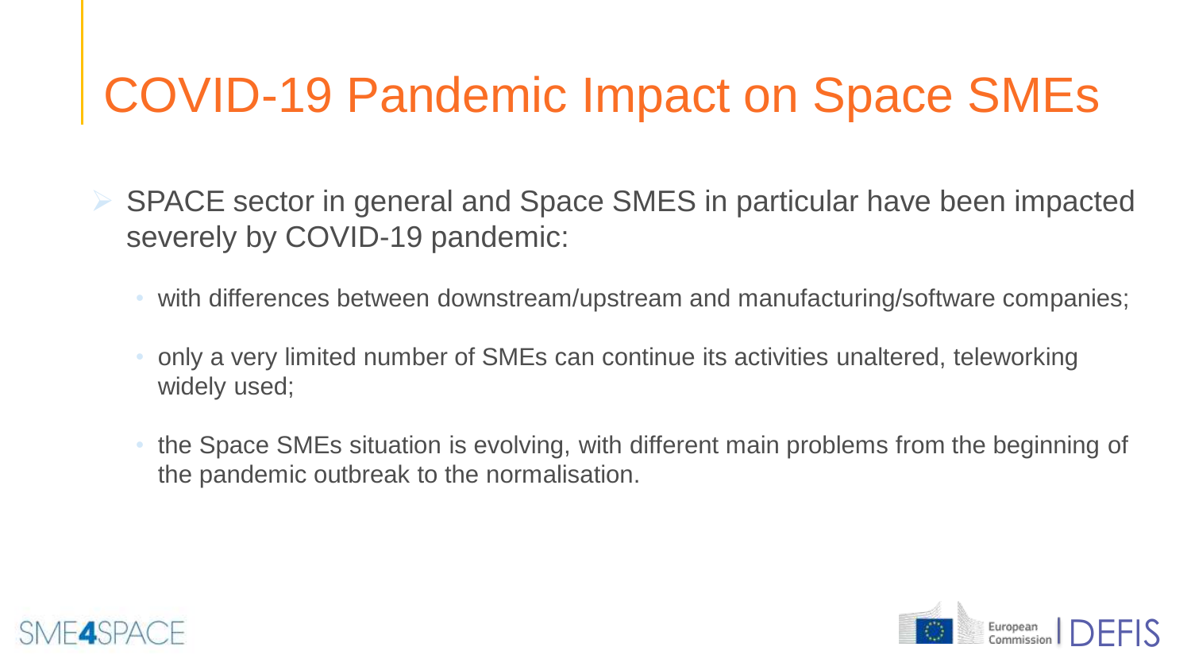# COVID-19 Pandemic Impact on Space SMEs

- SPACE sector in general and Space SMES in particular have been impacted severely by COVID-19 pandemic:
  - with differences between downstream/upstream and manufacturing/software companies;
  - only a very limited number of SMEs can continue its activities unaltered, teleworking widely used;
  - the Space SMEs situation is evolving, with different main problems from the beginning of the pandemic outbreak to the normalisation.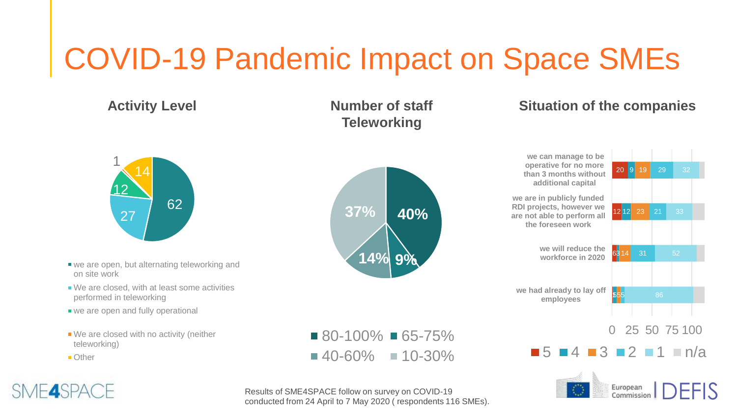# COVID-19 Pandemic Impact on Space SMEs

## Activity Level

| Category | Value |
|---|---|
| we are open, but alternating teleworking and on site work | 62 |
| We are closed, with at least some activities performed in teleworking | 27 |
| we are open and fully operational | 12 |
| We are closed with no activity (neither teleworking) | 1 |
| Other | 14 |

## Number of staff Teleworking

| Share of staff teleworking | Percentage |
|---|---|
| 80-100% | 40% |
| 65-75% | 9% |
| 40-60% | 14% |
| 10-30% | 37% |

## Situation of the companies

| Statement | 5 | 4 | 3 | 2 | 1 |
|---|---|---|---|---|---|
| we can manage to be operative for no more than 3 months without additional capital | 20 | 9 | 19 | 29 | 32 |
| we are in publicly funded RDI projects, however we are not able to perform all the foreseen work | 12 | 12 | 23 | 21 | 33 |
| we will reduce the workforce in 2020 | 6 | 3 | 14 | 31 | 52 |
| we had already to lay off employees | 5 | 5 | 5 | | 86 |

Legend: 5, 4, 3, 2, 1, n/a

Results of SME4SPACE follow on survey on COVID-19 conducted from 24 April to 7 May 2020 ( respondents 116 SMEs).

SME4SPACE | European Commission | DEFIS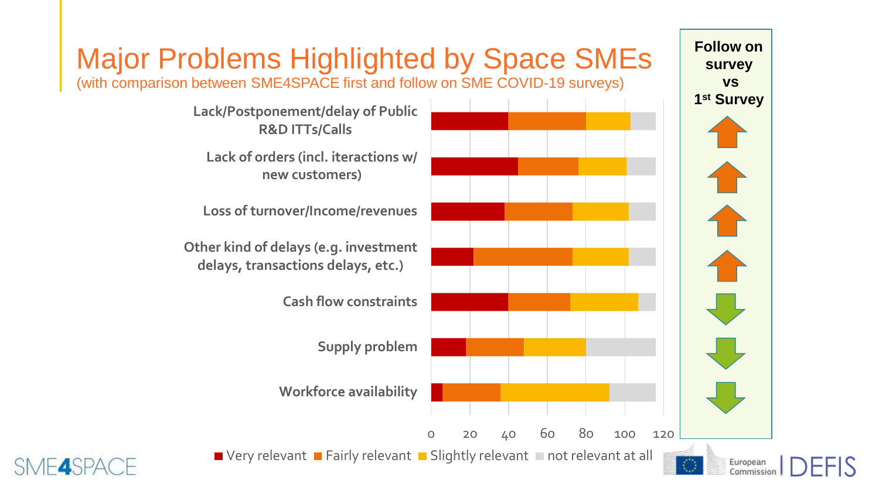# Major Problems Highlighted by Space SMEs

(with comparison between SME4SPACE first and follow on SME COVID-19 surveys)

| Problem | Very relevant | Fairly relevant | Slightly relevant | not relevant at all | Follow on survey vs 1st Survey |
|---|---|---|---|---|---|
| Lack/Postponement/delay of Public R&D ITTs/Calls | 40 | 40 | 23 | 13 | ↑ |
| Lack of orders (incl. iteractions w/ new customers) | 45 | 31 | 25 | 15 | ↑ |
| Loss of turnover/Income/revenues | 38 | 35 | 29 | 14 | ↑ |
| Other kind of delays (e.g. investment delays, transactions delays, etc.) | 22 | 51 | 29 | 14 | ↑ |
| Cash flow constraints | 40 | 32 | 35 | 9 | ↓ |
| Supply problem | 18 | 30 | 32 | 36 | ↓ |
| Workforce availability | 6 | 30 | 56 | 24 | ↓ |

SME4SPACE | European Commission | DEFIS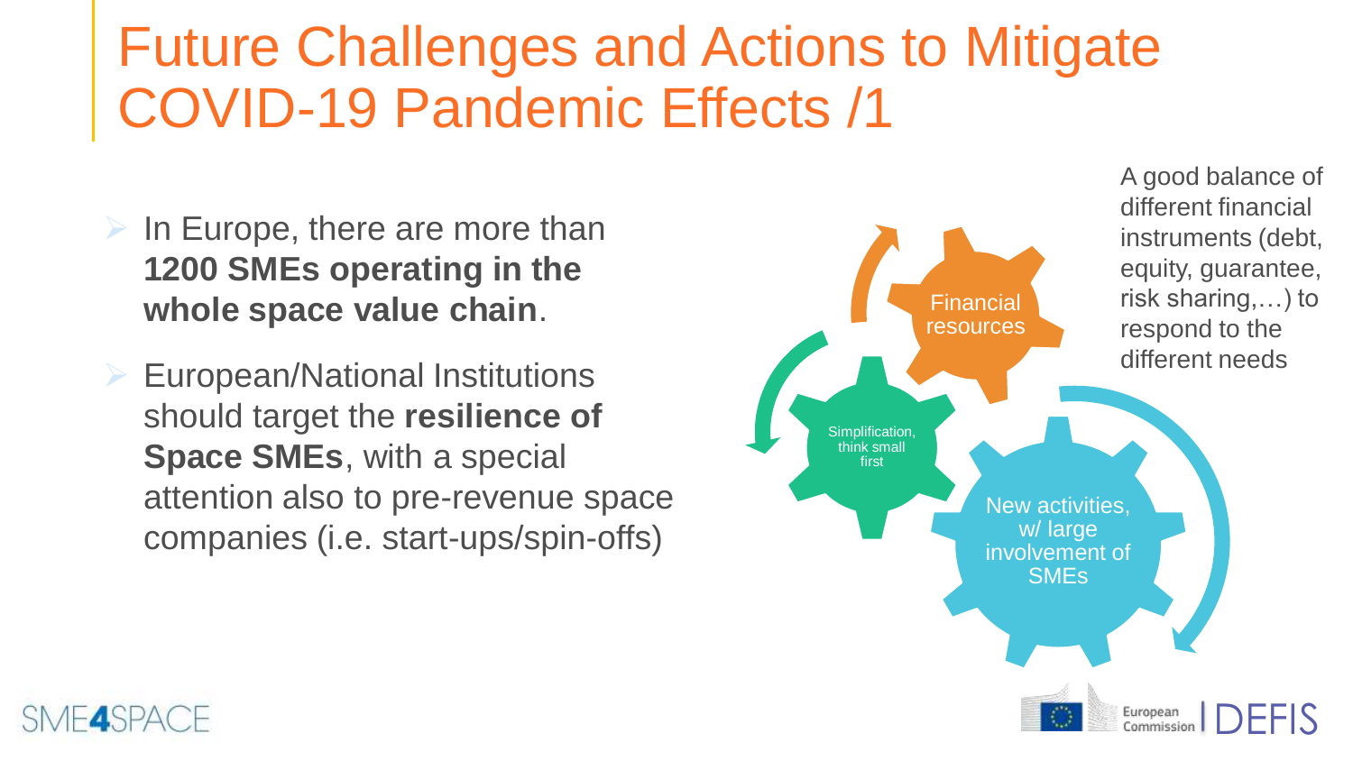# Future Challenges and Actions to Mitigate COVID-19 Pandemic Effects /1

- In Europe, there are more than **1200 SMEs operating in the whole space value chain**.
- European/National Institutions should target the **resilience of Space SMEs**, with a special attention also to pre-revenue space companies (i.e. start-ups/spin-offs)

Financial resources

A good balance of different financial instruments (debt, equity, guarantee, risk sharing,…) to respond to the different needs

Simplification, think small first

New activities, w/ large involvement of SMEs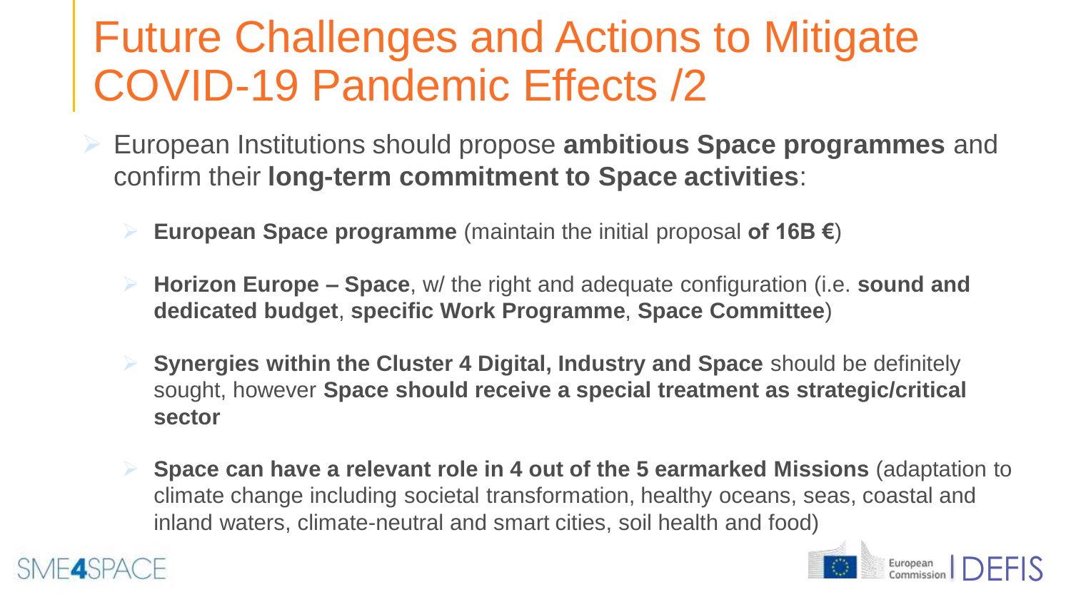# Future Challenges and Actions to Mitigate COVID-19 Pandemic Effects /2

- European Institutions should propose **ambitious Space programmes** and confirm their **long-term commitment to Space activities**:
  - **European Space programme** (maintain the initial proposal **of 16B €**)
  - **Horizon Europe – Space**, w/ the right and adequate configuration (i.e. **sound and dedicated budget**, **specific Work Programme**, **Space Committee**)
  - **Synergies within the Cluster 4 Digital, Industry and Space** should be definitely sought, however **Space should receive a special treatment as strategic/critical sector**
  - **Space can have a relevant role in 4 out of the 5 earmarked Missions** (adaptation to climate change including societal transformation, healthy oceans, seas, coastal and inland waters, climate-neutral and smart cities, soil health and food)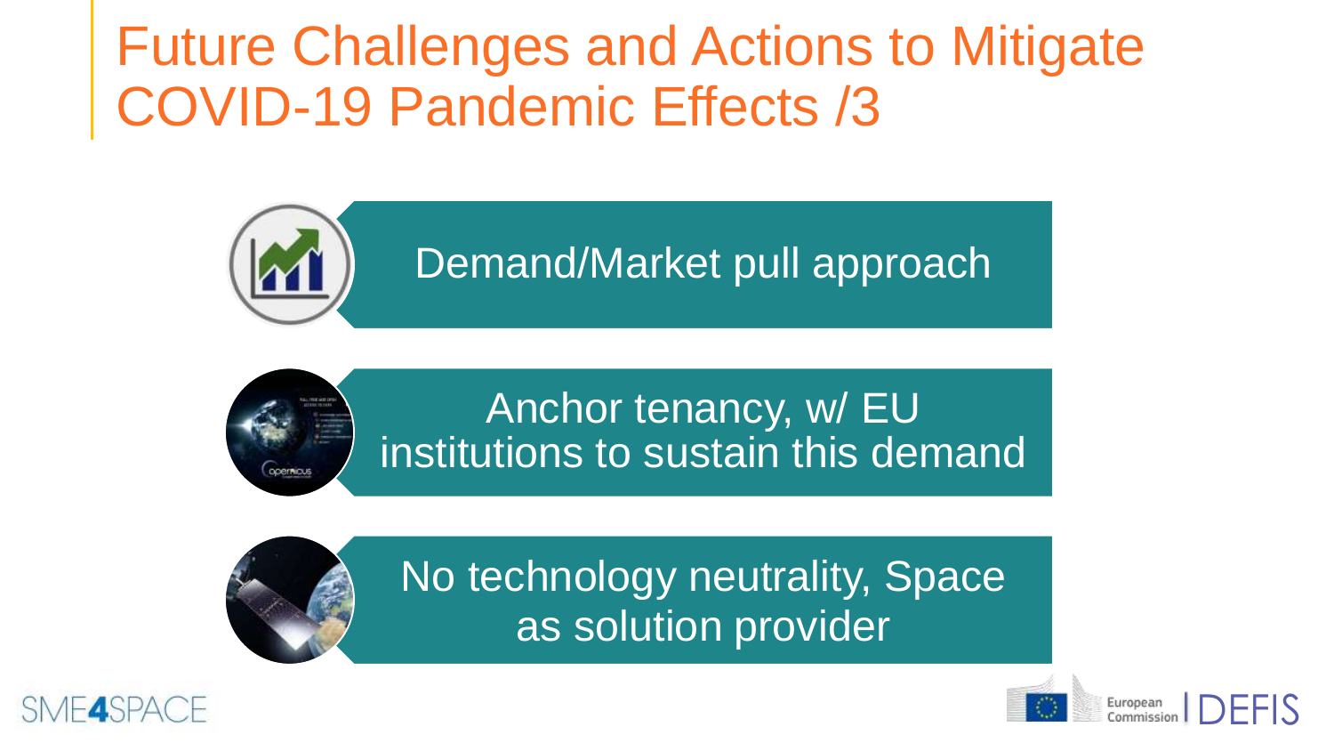# Future Challenges and Actions to Mitigate COVID-19 Pandemic Effects /3

- Demand/Market pull approach
- Anchor tenancy, w/ EU institutions to sustain this demand
- No technology neutrality, Space as solution provider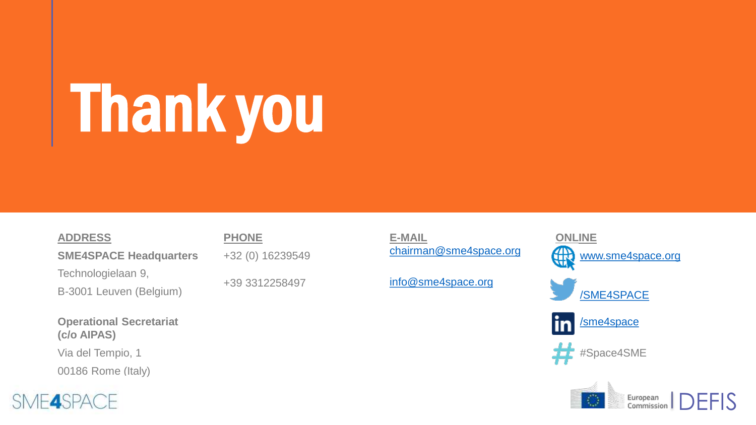# Thank you

**ADDRESS**

**SME4SPACE Headquarters**

Technologielaan 9,

B-3001 Leuven (Belgium)

**Operational Secretariat (c/o AIPAS)**

Via del Tempio, 1

00186 Rome (Italy)

**PHONE**

+32 (0) 16239549

+39 3312258497

**E-MAIL**

chairman@sme4space.org

info@sme4space.org

**ONLINE**

www.sme4space.org

/SME4SPACE

/sme4space

#Space4SME

SME4SPACE

European Commission | DEFIS